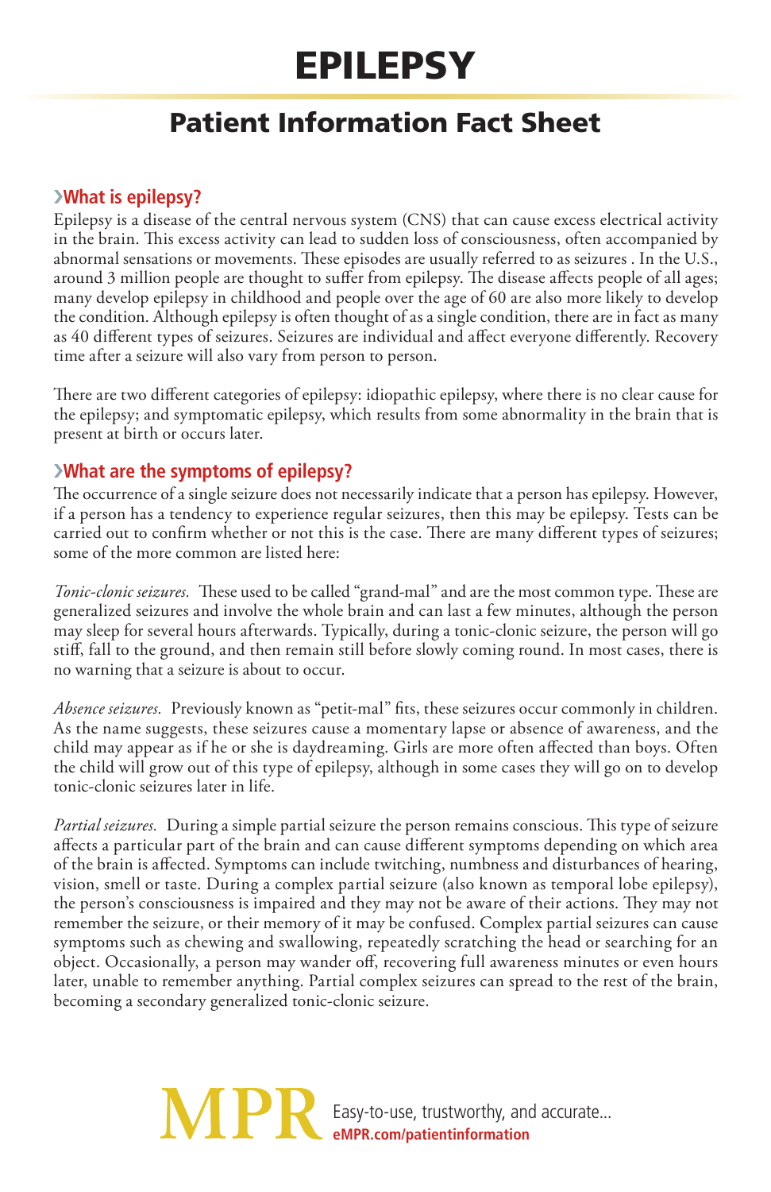# EPILEPSY

## Patient Information Fact Sheet

### ›What is epilepsy?

Epilepsy is a disease of the central nervous system (CNS) that can cause excess electrical activity in the brain. This excess activity can lead to sudden loss of consciousness, often accompanied by abnormal sensations or movements. These episodes are usually referred to as seizures . In the U.S., around 3 million people are thought to suffer from epilepsy. The disease affects people of all ages; many develop epilepsy in childhood and people over the age of 60 are also more likely to develop the condition. Although epilepsy is often thought of as a single condition, there are in fact as many as 40 different types of seizures. Seizures are individual and affect everyone differently. Recovery time after a seizure will also vary from person to person.

There are two different categories of epilepsy: idiopathic epilepsy, where there is no clear cause for the epilepsy; and symptomatic epilepsy, which results from some abnormality in the brain that is present at birth or occurs later.

### ›What are the symptoms of epilepsy?

The occurrence of a single seizure does not necessarily indicate that a person has epilepsy. However, if a person has a tendency to experience regular seizures, then this may be epilepsy. Tests can be carried out to confirm whether or not this is the case. There are many different types of seizures; some of the more common are listed here:

*Tonic-clonic seizures.* These used to be called "grand-mal" and are the most common type. These are generalized seizures and involve the whole brain and can last a few minutes, although the person may sleep for several hours afterwards. Typically, during a tonic-clonic seizure, the person will go stiff, fall to the ground, and then remain still before slowly coming round. In most cases, there is no warning that a seizure is about to occur.

*Absence seizures.* Previously known as "petit-mal" fits, these seizures occur commonly in children. As the name suggests, these seizures cause a momentary lapse or absence of awareness, and the child may appear as if he or she is daydreaming. Girls are more often affected than boys. Often the child will grow out of this type of epilepsy, although in some cases they will go on to develop tonic-clonic seizures later in life.

*Partial seizures.* During a simple partial seizure the person remains conscious. This type of seizure affects a particular part of the brain and can cause different symptoms depending on which area of the brain is affected. Symptoms can include twitching, numbness and disturbances of hearing, vision, smell or taste. During a complex partial seizure (also known as temporal lobe epilepsy), the person's consciousness is impaired and they may not be aware of their actions. They may not remember the seizure, or their memory of it may be confused. Complex partial seizures can cause symptoms such as chewing and swallowing, repeatedly scratching the head or searching for an object. Occasionally, a person may wander off, recovering full awareness minutes or even hours later, unable to remember anything. Partial complex seizures can spread to the rest of the brain, becoming a secondary generalized tonic-clonic seizure.

MPR Easy-to-use, trustworthy, and accurate...
**eMPR.com/patientinformation**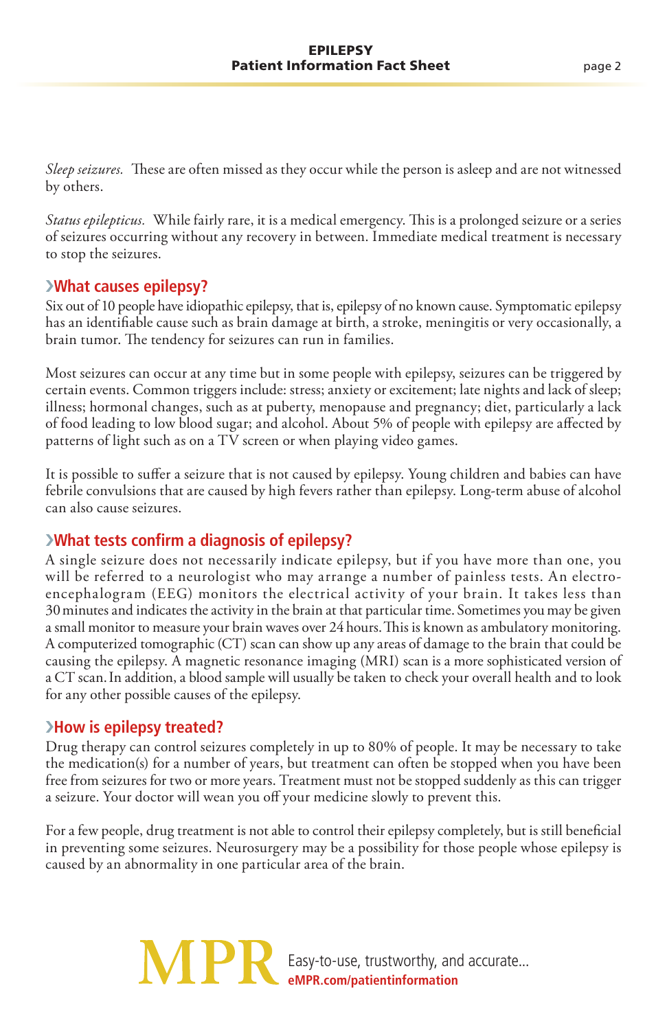*Sleep seizures.* These are often missed as they occur while the person is asleep and are not witnessed by others.

*Status epilepticus.* While fairly rare, it is a medical emergency. This is a prolonged seizure or a series of seizures occurring without any recovery in between. Immediate medical treatment is necessary to stop the seizures.

## What causes epilepsy?

Six out of 10 people have idiopathic epilepsy, that is, epilepsy of no known cause. Symptomatic epilepsy has an identifiable cause such as brain damage at birth, a stroke, meningitis or very occasionally, a brain tumor. The tendency for seizures can run in families.

Most seizures can occur at any time but in some people with epilepsy, seizures can be triggered by certain events. Common triggers include: stress; anxiety or excitement; late nights and lack of sleep; illness; hormonal changes, such as at puberty, menopause and pregnancy; diet, particularly a lack of food leading to low blood sugar; and alcohol. About 5% of people with epilepsy are affected by patterns of light such as on a TV screen or when playing video games.

It is possible to suffer a seizure that is not caused by epilepsy. Young children and babies can have febrile convulsions that are caused by high fevers rather than epilepsy. Long-term abuse of alcohol can also cause seizures.

## What tests confirm a diagnosis of epilepsy?

A single seizure does not necessarily indicate epilepsy, but if you have more than one, you will be referred to a neurologist who may arrange a number of painless tests. An electroencephalogram (EEG) monitors the electrical activity of your brain. It takes less than 30 minutes and indicates the activity in the brain at that particular time. Sometimes you may be given a small monitor to measure your brain waves over 24 hours. This is known as ambulatory monitoring. A computerized tomographic (CT) scan can show up any areas of damage to the brain that could be causing the epilepsy. A magnetic resonance imaging (MRI) scan is a more sophisticated version of a CT scan. In addition, a blood sample will usually be taken to check your overall health and to look for any other possible causes of the epilepsy.

## How is epilepsy treated?

Drug therapy can control seizures completely in up to 80% of people. It may be necessary to take the medication(s) for a number of years, but treatment can often be stopped when you have been free from seizures for two or more years. Treatment must not be stopped suddenly as this can trigger a seizure. Your doctor will wean you off your medicine slowly to prevent this.

For a few people, drug treatment is not able to control their epilepsy completely, but is still beneficial in preventing some seizures. Neurosurgery may be a possibility for those people whose epilepsy is caused by an abnormality in one particular area of the brain.

MPR Easy-to-use, trustworthy, and accurate...
**eMPR.com/patientinformation**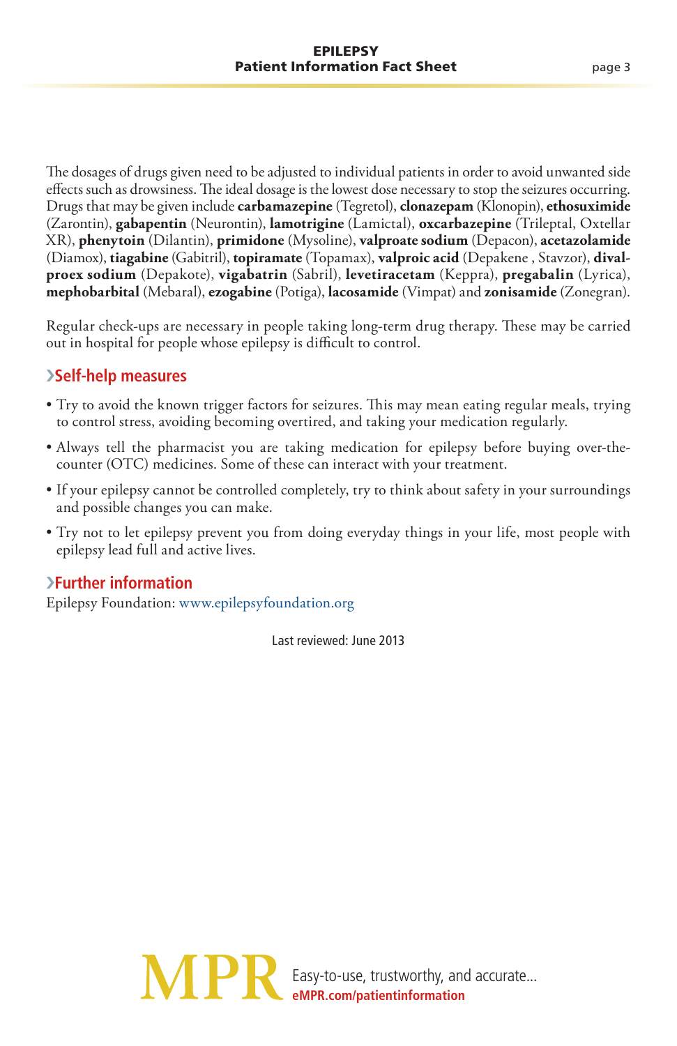The dosages of drugs given need to be adjusted to individual patients in order to avoid unwanted side effects such as drowsiness. The ideal dosage is the lowest dose necessary to stop the seizures occurring. Drugs that may be given include **carbamazepine** (Tegretol), **clonazepam** (Klonopin), **ethosuximide** (Zarontin), **gabapentin** (Neurontin), **lamotrigine** (Lamictal), **oxcarbazepine** (Trileptal, Oxtellar XR), **phenytoin** (Dilantin), **primidone** (Mysoline), **valproate sodium** (Depacon), **acetazolamide** (Diamox), **tiagabine** (Gabitril), **topiramate** (Topamax), **valproic acid** (Depakene , Stavzor), **divalproex sodium** (Depakote), **vigabatrin** (Sabril), **levetiracetam** (Keppra), **pregabalin** (Lyrica), **mephobarbital** (Mebaral), **ezogabine** (Potiga), **lacosamide** (Vimpat) and **zonisamide** (Zonegran).

Regular check-ups are necessary in people taking long-term drug therapy. These may be carried out in hospital for people whose epilepsy is difficult to control.

## Self-help measures

- Try to avoid the known trigger factors for seizures. This may mean eating regular meals, trying to control stress, avoiding becoming overtired, and taking your medication regularly.
- Always tell the pharmacist you are taking medication for epilepsy before buying over-the-counter (OTC) medicines. Some of these can interact with your treatment.
- If your epilepsy cannot be controlled completely, try to think about safety in your surroundings and possible changes you can make.
- Try not to let epilepsy prevent you from doing everyday things in your life, most people with epilepsy lead full and active lives.

## Further information

Epilepsy Foundation: www.epilepsyfoundation.org

Last reviewed: June 2013

MPR Easy-to-use, trustworthy, and accurate...
eMPR.com/patientinformation